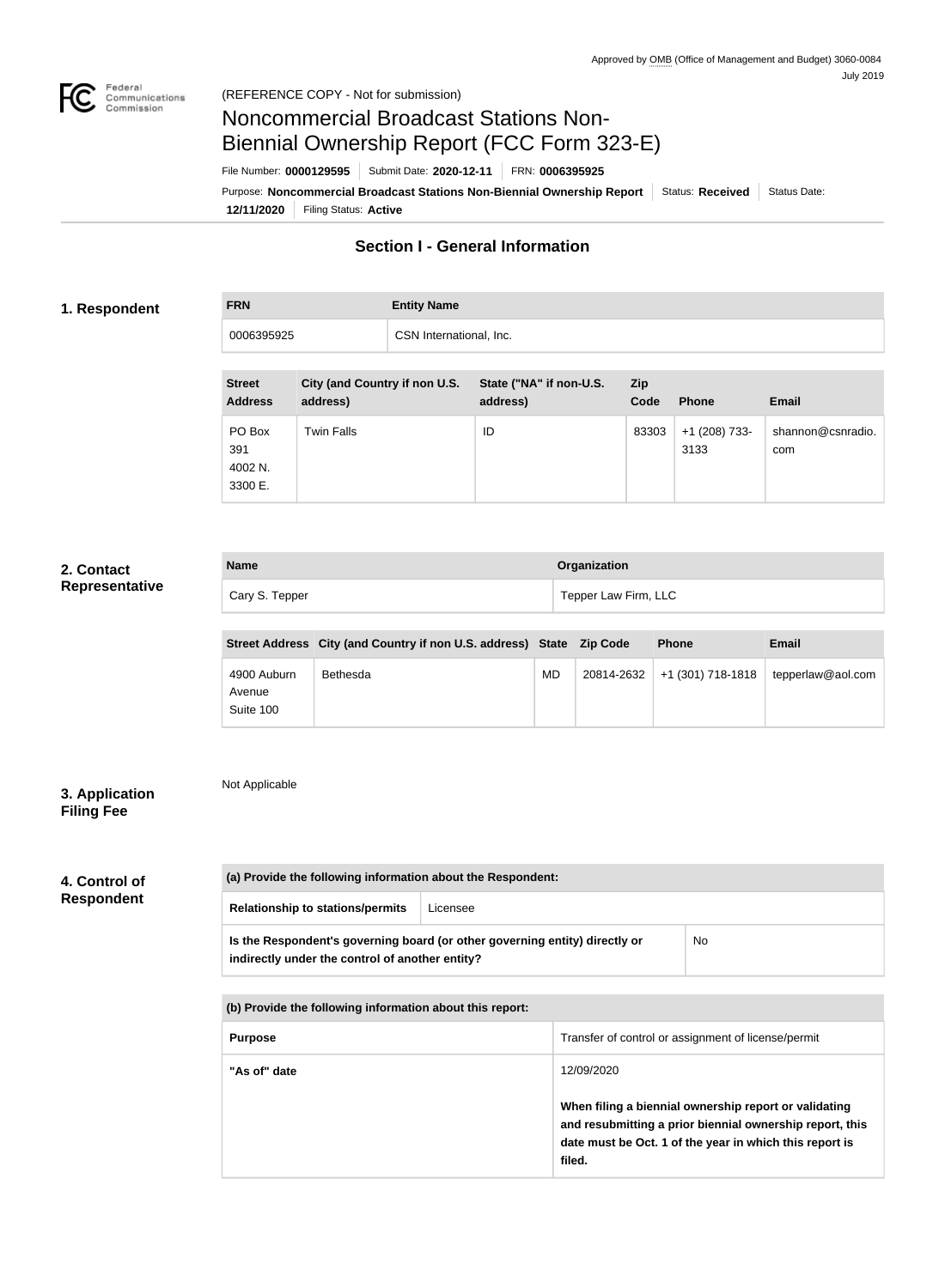Approved by OMB (Office of Management and Budget) 3060-0084
July 2019

(REFERENCE COPY - Not for submission)

# Noncommercial Broadcast Stations Non-Biennial Ownership Report (FCC Form 323-E)

File Number: **0000129595** | Submit Date: **2020-12-11** | FRN: **0006395925**

Purpose: **Noncommercial Broadcast Stations Non-Biennial Ownership Report** | Status: **Received** | Status Date: **12/11/2020** | Filing Status: **Active**

## Section I - General Information

### 1. Respondent

| FRN | Entity Name |
|---|---|
| 0006395925 | CSN International, Inc. |

| Street Address | City (and Country if non U.S. address) | State ("NA" if non-U.S. address) | Zip Code | Phone | Email |
|---|---|---|---|---|---|
| PO Box 391 4002 N. 3300 E. | Twin Falls | ID | 83303 | +1 (208) 733-3133 | shannon@csnradio.com |

### 2. Contact Representative

| Name | Organization |
|---|---|
| Cary S. Tepper | Tepper Law Firm, LLC |

| Street Address | City (and Country if non U.S. address) | State | Zip Code | Phone | Email |
|---|---|---|---|---|---|
| 4900 Auburn Avenue Suite 100 | Bethesda | MD | 20814-2632 | +1 (301) 718-1818 | tepperlaw@aol.com |

### 3. Application Filing Fee

Not Applicable

### 4. Control of Respondent

| (a) Provide the following information about the Respondent: | |
|---|---|
| Relationship to stations/permits | Licensee |
| **Is the Respondent's governing board (or other governing entity) directly or indirectly under the control of another entity?** | No |

| (b) Provide the following information about this report: | |
|---|---|
| **Purpose** | Transfer of control or assignment of license/permit |
| **"As of" date** | 12/09/2020 **When filing a biennial ownership report or validating and resubmitting a prior biennial ownership report, this date must be Oct. 1 of the year in which this report is filed.** |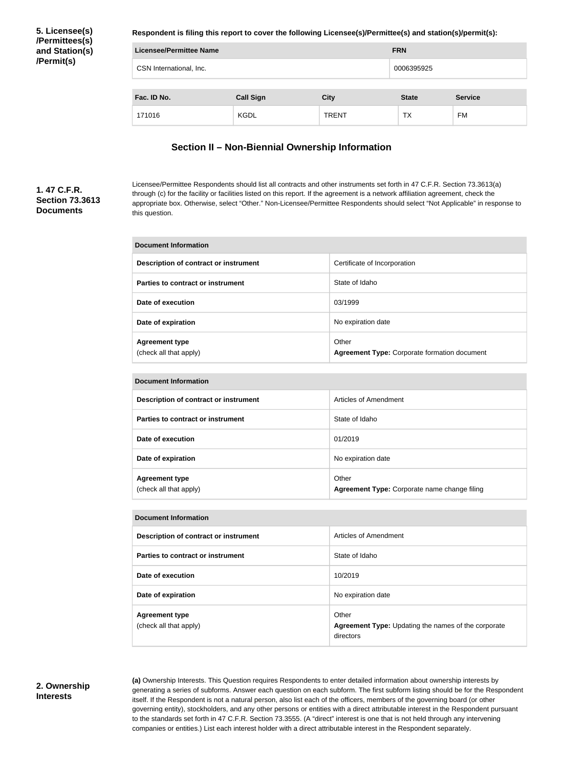**5. Licensee(s) /Permittees(s) and Station(s) /Permit(s)**

**Respondent is filing this report to cover the following Licensee(s)/Permittee(s) and station(s)/permit(s):**

| Licensee/Permittee Name | FRN |
| --- | --- |
| CSN International, Inc. | 0006395925 |

| Fac. ID No. | Call Sign | City | State | Service |
| --- | --- | --- | --- | --- |
| 171016 | KGDL | TRENT | TX | FM |

## Section II – Non-Biennial Ownership Information

**1. 47 C.F.R. Section 73.3613 Documents**

Licensee/Permittee Respondents should list all contracts and other instruments set forth in 47 C.F.R. Section 73.3613(a) through (c) for the facility or facilities listed on this report. If the agreement is a network affiliation agreement, check the appropriate box. Otherwise, select "Other." Non-Licensee/Permittee Respondents should select "Not Applicable" in response to this question.

| Document Information | |
| --- | --- |
| Description of contract or instrument | Certificate of Incorporation |
| Parties to contract or instrument | State of Idaho |
| Date of execution | 03/1999 |
| Date of expiration | No expiration date |
| Agreement type (check all that apply) | Other **Agreement Type:** Corporate formation document |

| Document Information | |
| --- | --- |
| Description of contract or instrument | Articles of Amendment |
| Parties to contract or instrument | State of Idaho |
| Date of execution | 01/2019 |
| Date of expiration | No expiration date |
| Agreement type (check all that apply) | Other **Agreement Type:** Corporate name change filing |

| Document Information | |
| --- | --- |
| Description of contract or instrument | Articles of Amendment |
| Parties to contract or instrument | State of Idaho |
| Date of execution | 10/2019 |
| Date of expiration | No expiration date |
| Agreement type (check all that apply) | Other **Agreement Type:** Updating the names of the corporate directors |

**2. Ownership Interests**

**(a)** Ownership Interests. This Question requires Respondents to enter detailed information about ownership interests by generating a series of subforms. Answer each question on each subform. The first subform listing should be for the Respondent itself. If the Respondent is not a natural person, also list each of the officers, members of the governing board (or other governing entity), stockholders, and any other persons or entities with a direct attributable interest in the Respondent pursuant to the standards set forth in 47 C.F.R. Section 73.3555. (A "direct" interest is one that is not held through any intervening companies or entities.) List each interest holder with a direct attributable interest in the Respondent separately.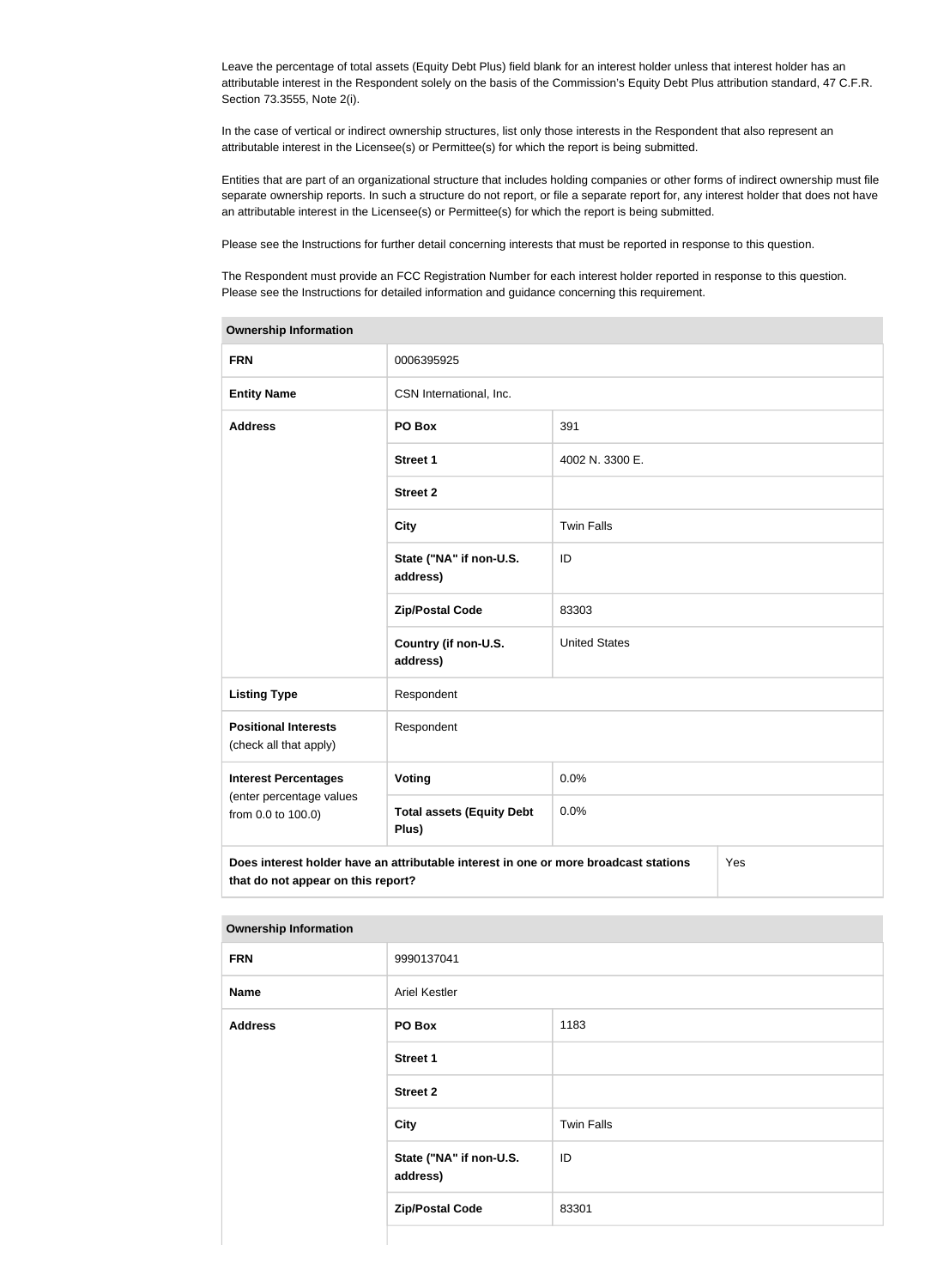Leave the percentage of total assets (Equity Debt Plus) field blank for an interest holder unless that interest holder has an attributable interest in the Respondent solely on the basis of the Commission's Equity Debt Plus attribution standard, 47 C.F.R. Section 73.3555, Note 2(i).

In the case of vertical or indirect ownership structures, list only those interests in the Respondent that also represent an attributable interest in the Licensee(s) or Permittee(s) for which the report is being submitted.

Entities that are part of an organizational structure that includes holding companies or other forms of indirect ownership must file separate ownership reports. In such a structure do not report, or file a separate report for, any interest holder that does not have an attributable interest in the Licensee(s) or Permittee(s) for which the report is being submitted.

Please see the Instructions for further detail concerning interests that must be reported in response to this question.

The Respondent must provide an FCC Registration Number for each interest holder reported in response to this question. Please see the Instructions for detailed information and guidance concerning this requirement.

| Ownership Information | | |
|---|---|---|
| **FRN** | 0006395925 | |
| **Entity Name** | CSN International, Inc. | |
| **Address** | **PO Box** | 391 |
| | **Street 1** | 4002 N. 3300 E. |
| | **Street 2** | |
| | **City** | Twin Falls |
| | **State ("NA" if non-U.S. address)** | ID |
| | **Zip/Postal Code** | 83303 |
| | **Country (if non-U.S. address)** | United States |
| **Listing Type** | Respondent | |
| **Positional Interests** (check all that apply) | Respondent | |
| **Interest Percentages** (enter percentage values from 0.0 to 100.0) | **Voting** | 0.0% |
| | **Total assets (Equity Debt Plus)** | 0.0% |
| **Does interest holder have an attributable interest in one or more broadcast stations that do not appear on this report?** | | Yes |

| Ownership Information | | |
|---|---|---|
| **FRN** | 9990137041 | |
| **Name** | Ariel Kestler | |
| **Address** | **PO Box** | 1183 |
| | **Street 1** | |
| | **Street 2** | |
| | **City** | Twin Falls |
| | **State ("NA" if non-U.S. address)** | ID |
| | **Zip/Postal Code** | 83301 |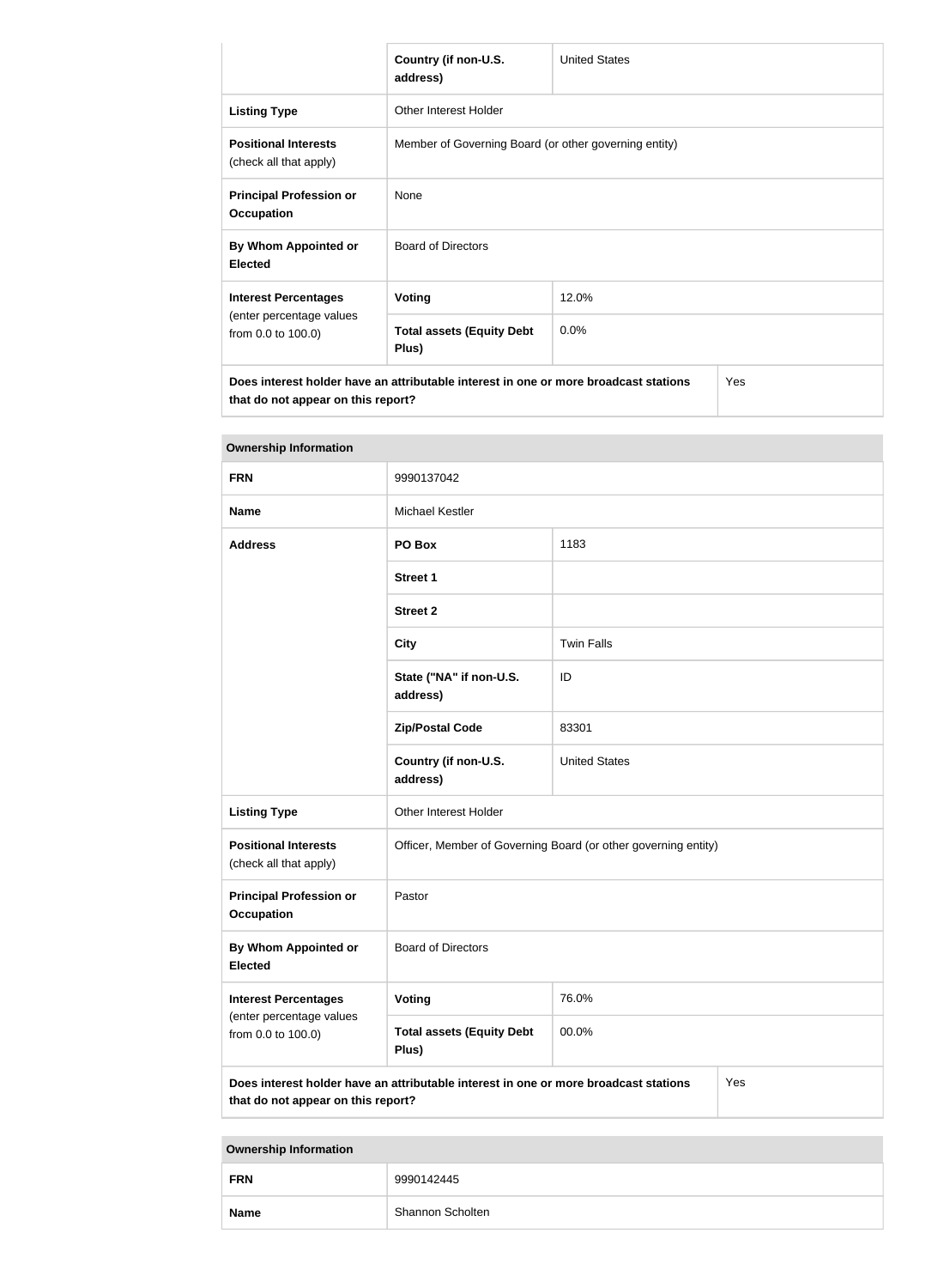| | | |
|---|---|---|
| | Country (if non-U.S. address) | United States |
| **Listing Type** | Other Interest Holder | |
| **Positional Interests** (check all that apply) | Member of Governing Board (or other governing entity) | |
| **Principal Profession or Occupation** | None | |
| **By Whom Appointed or Elected** | Board of Directors | |
| **Interest Percentages** (enter percentage values from 0.0 to 100.0) | **Voting** | 12.0% |
| | **Total assets (Equity Debt Plus)** | 0.0% |
| **Does interest holder have an attributable interest in one or more broadcast stations that do not appear on this report?** | | Yes |

**Ownership Information**

| | | |
|---|---|---|
| **FRN** | 9990137042 | |
| **Name** | Michael Kestler | |
| **Address** | **PO Box** | 1183 |
| | **Street 1** | |
| | **Street 2** | |
| | **City** | Twin Falls |
| | **State ("NA" if non-U.S. address)** | ID |
| | **Zip/Postal Code** | 83301 |
| | **Country (if non-U.S. address)** | United States |
| **Listing Type** | Other Interest Holder | |
| **Positional Interests** (check all that apply) | Officer, Member of Governing Board (or other governing entity) | |
| **Principal Profession or Occupation** | Pastor | |
| **By Whom Appointed or Elected** | Board of Directors | |
| **Interest Percentages** (enter percentage values from 0.0 to 100.0) | **Voting** | 76.0% |
| | **Total assets (Equity Debt Plus)** | 00.0% |
| **Does interest holder have an attributable interest in one or more broadcast stations that do not appear on this report?** | | Yes |

**Ownership Information**

| | |
|---|---|
| **FRN** | 9990142445 |
| **Name** | Shannon Scholten |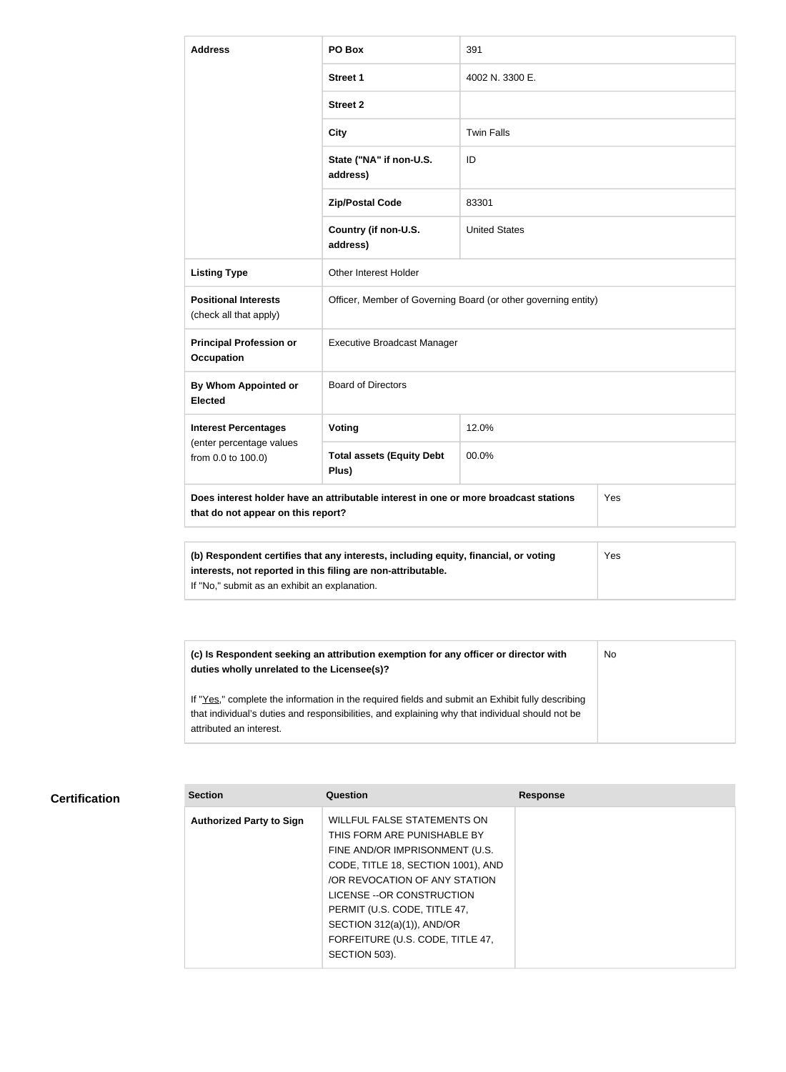| Address | PO Box | 391 |
|---|---|---|
| | Street 1 | 4002 N. 3300 E. |
| | Street 2 | |
| | City | Twin Falls |
| | State ("NA" if non-U.S. address) | ID |
| | Zip/Postal Code | 83301 |
| | Country (if non-U.S. address) | United States |
| Listing Type | Other Interest Holder | |
| Positional Interests (check all that apply) | Officer, Member of Governing Board (or other governing entity) | |
| Principal Profession or Occupation | Executive Broadcast Manager | |
| By Whom Appointed or Elected | Board of Directors | |
| Interest Percentages (enter percentage values from 0.0 to 100.0) | Voting | 12.0% |
| | Total assets (Equity Debt Plus) | 00.0% |
| Does interest holder have an attributable interest in one or more broadcast stations that do not appear on this report? | | Yes |

| (b) Respondent certifies that any interests, including equity, financial, or voting interests, not reported in this filing are non-attributable. If "No," submit as an exhibit an explanation. | Yes |
|---|---|

| (c) Is Respondent seeking an attribution exemption for any officer or director with duties wholly unrelated to the Licensee(s)? If "Yes," complete the information in the required fields and submit an Exhibit fully describing that individual's duties and responsibilities, and explaining why that individual should not be attributed an interest. | No |
|---|---|

## Certification

| Section | Question | Response |
|---|---|---|
| Authorized Party to Sign | WILLFUL FALSE STATEMENTS ON THIS FORM ARE PUNISHABLE BY FINE AND/OR IMPRISONMENT (U.S. CODE, TITLE 18, SECTION 1001), AND /OR REVOCATION OF ANY STATION LICENSE --OR CONSTRUCTION PERMIT (U.S. CODE, TITLE 47, SECTION 312(a)(1)), AND/OR FORFEITURE (U.S. CODE, TITLE 47, SECTION 503). | |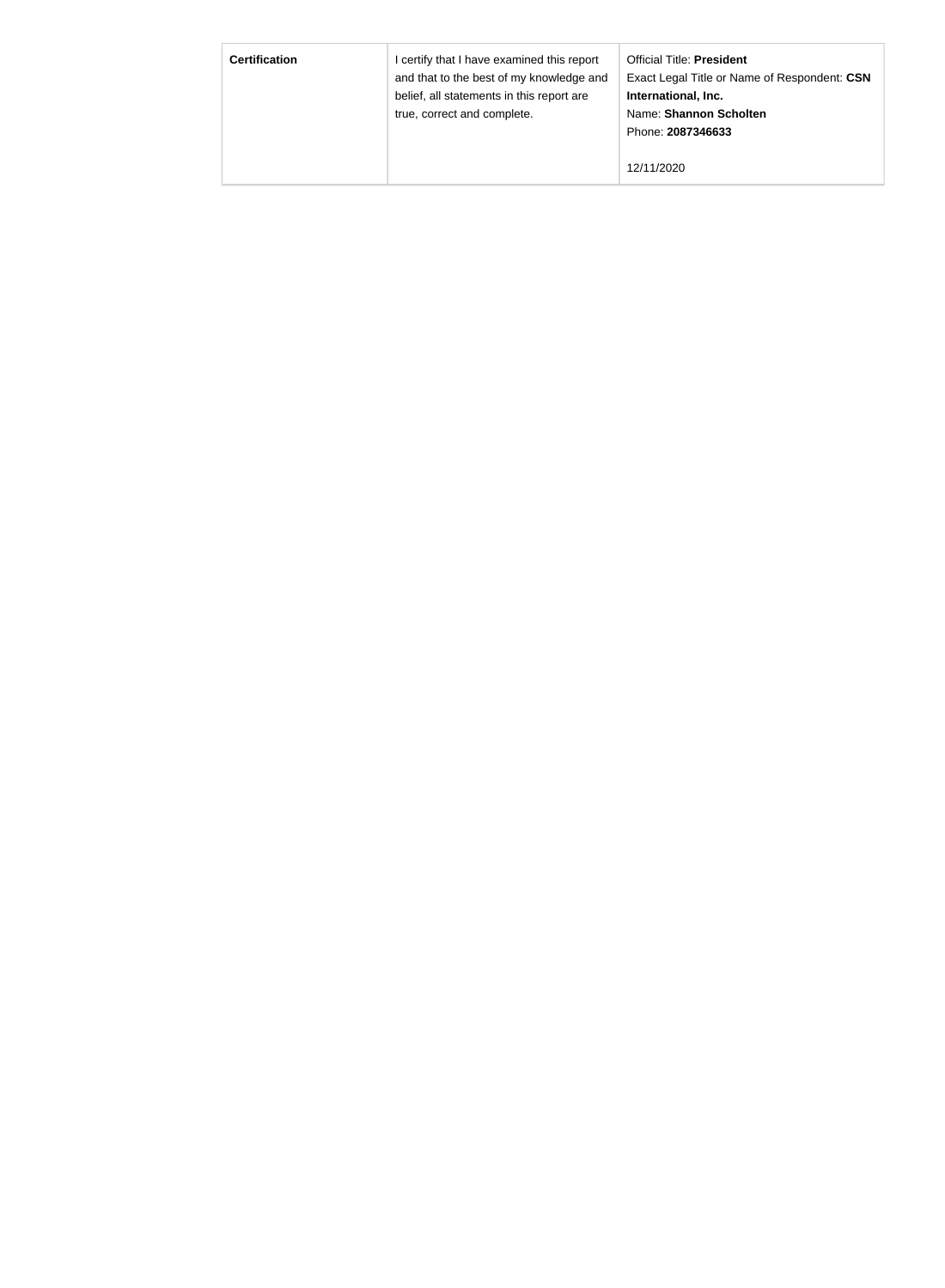| | | |
|---|---|---|
| **Certification** | I certify that I have examined this report and that to the best of my knowledge and belief, all statements in this report are true, correct and complete. | Official Title: **President**<br>Exact Legal Title or Name of Respondent: **CSN International, Inc.**<br>Name: **Shannon Scholten**<br>Phone: **2087346633**<br><br>12/11/2020 |